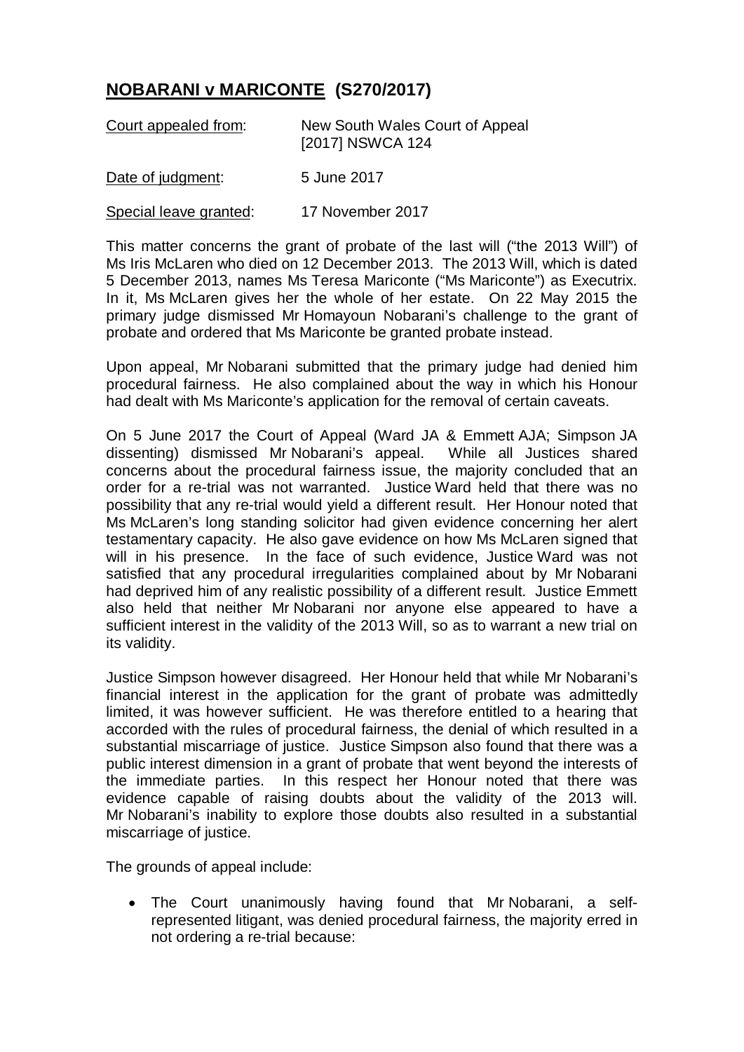## **NOBARANI v MARICONTE (S270/2017)**

| | |
|---|---|
| Court appealed from: | New South Wales Court of Appeal [2017] NSWCA 124 |
| Date of judgment: | 5 June 2017 |
| Special leave granted: | 17 November 2017 |

This matter concerns the grant of probate of the last will ("the 2013 Will") of Ms Iris McLaren who died on 12 December 2013. The 2013 Will, which is dated 5 December 2013, names Ms Teresa Mariconte ("Ms Mariconte") as Executrix. In it, Ms McLaren gives her the whole of her estate. On 22 May 2015 the primary judge dismissed Mr Homayoun Nobarani's challenge to the grant of probate and ordered that Ms Mariconte be granted probate instead.

Upon appeal, Mr Nobarani submitted that the primary judge had denied him procedural fairness. He also complained about the way in which his Honour had dealt with Ms Mariconte's application for the removal of certain caveats.

On 5 June 2017 the Court of Appeal (Ward JA & Emmett AJA; Simpson JA dissenting) dismissed Mr Nobarani's appeal. While all Justices shared concerns about the procedural fairness issue, the majority concluded that an order for a re-trial was not warranted. Justice Ward held that there was no possibility that any re-trial would yield a different result. Her Honour noted that Ms McLaren's long standing solicitor had given evidence concerning her alert testamentary capacity. He also gave evidence on how Ms McLaren signed that will in his presence. In the face of such evidence, Justice Ward was not satisfied that any procedural irregularities complained about by Mr Nobarani had deprived him of any realistic possibility of a different result. Justice Emmett also held that neither Mr Nobarani nor anyone else appeared to have a sufficient interest in the validity of the 2013 Will, so as to warrant a new trial on its validity.

Justice Simpson however disagreed. Her Honour held that while Mr Nobarani's financial interest in the application for the grant of probate was admittedly limited, it was however sufficient. He was therefore entitled to a hearing that accorded with the rules of procedural fairness, the denial of which resulted in a substantial miscarriage of justice. Justice Simpson also found that there was a public interest dimension in a grant of probate that went beyond the interests of the immediate parties. In this respect her Honour noted that there was evidence capable of raising doubts about the validity of the 2013 will. Mr Nobarani's inability to explore those doubts also resulted in a substantial miscarriage of justice.

The grounds of appeal include:

- The Court unanimously having found that Mr Nobarani, a self-represented litigant, was denied procedural fairness, the majority erred in not ordering a re-trial because: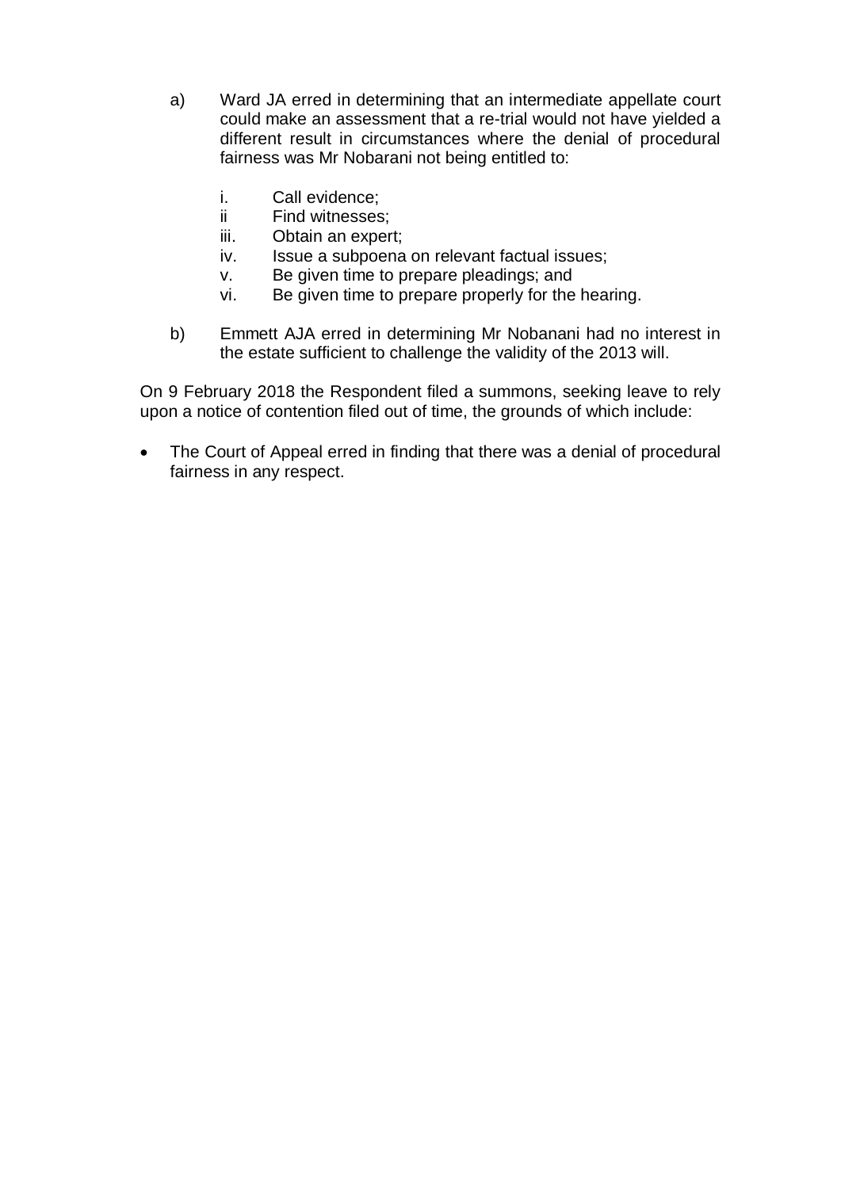a) Ward JA erred in determining that an intermediate appellate court could make an assessment that a re-trial would not have yielded a different result in circumstances where the denial of procedural fairness was Mr Nobarani not being entitled to:

   i. Call evidence;
   ii Find witnesses;
   iii. Obtain an expert;
   iv. Issue a subpoena on relevant factual issues;
   v. Be given time to prepare pleadings; and
   vi. Be given time to prepare properly for the hearing.

b) Emmett AJA erred in determining Mr Nobanani had no interest in the estate sufficient to challenge the validity of the 2013 will.

On 9 February 2018 the Respondent filed a summons, seeking leave to rely upon a notice of contention filed out of time, the grounds of which include:

- The Court of Appeal erred in finding that there was a denial of procedural fairness in any respect.